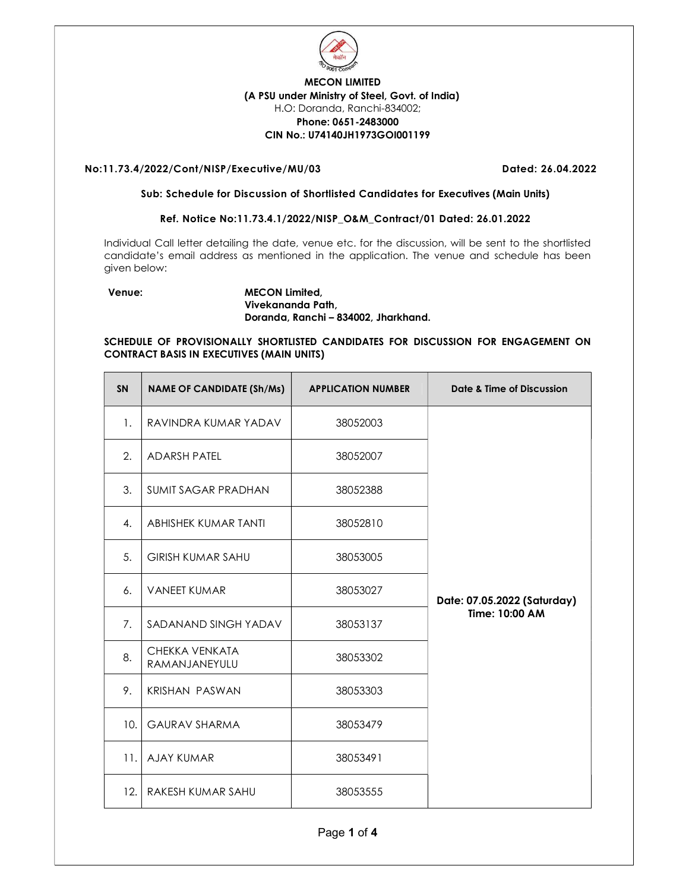**MECON LIMITED**
**(A PSU under Ministry of Steel, Govt. of India)**
H.O: Doranda, Ranchi-834002;
**Phone: 0651-2483000**
**CIN No.: U74140JH1973GOI001199**

**No:11.73.4/2022/Cont/NISP/Executive/MU/03** **Dated: 26.04.2022**

**Sub: Schedule for Discussion of Shortlisted Candidates for Executives (Main Units)**

**Ref. Notice No:11.73.4.1/2022/NISP_O&M_Contract/01 Dated: 26.01.2022**

Individual Call letter detailing the date, venue etc. for the discussion, will be sent to the shortlisted candidate's email address as mentioned in the application. The venue and schedule has been given below:

**Venue:** **MECON Limited,**
**Vivekananda Path,**
**Doranda, Ranchi – 834002, Jharkhand.**

**SCHEDULE OF PROVISIONALLY SHORTLISTED CANDIDATES FOR DISCUSSION FOR ENGAGEMENT ON CONTRACT BASIS IN EXECUTIVES (MAIN UNITS)**

| SN | NAME OF CANDIDATE (Sh/Ms) | APPLICATION NUMBER | Date & Time of Discussion |
|---|---|---|---|
| 1. | RAVINDRA KUMAR YADAV | 38052003 | **Date: 07.05.2022 (Saturday) Time: 10:00 AM** |
| 2. | ADARSH PATEL | 38052007 | |
| 3. | SUMIT SAGAR PRADHAN | 38052388 | |
| 4. | ABHISHEK KUMAR TANTI | 38052810 | |
| 5. | GIRISH KUMAR SAHU | 38053005 | |
| 6. | VANEET KUMAR | 38053027 | |
| 7. | SADANAND SINGH YADAV | 38053137 | |
| 8. | CHEKKA VENKATA RAMANJANEYULU | 38053302 | |
| 9. | KRISHAN PASWAN | 38053303 | |
| 10. | GAURAV SHARMA | 38053479 | |
| 11. | AJAY KUMAR | 38053491 | |
| 12. | RAKESH KUMAR SAHU | 38053555 | |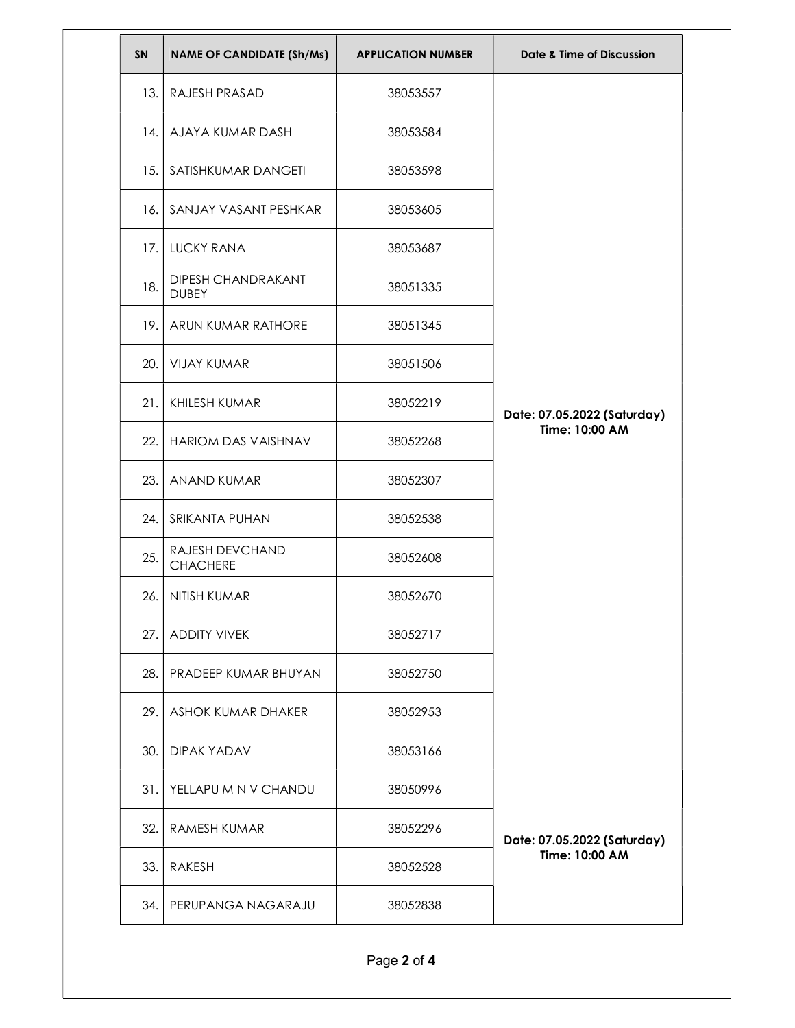| SN | NAME OF CANDIDATE (Sh/Ms) | APPLICATION NUMBER | Date & Time of Discussion |
|---|---|---|---|
| 13. | RAJESH PRASAD | 38053557 | **Date: 07.05.2022 (Saturday) Time: 10:00 AM** |
| 14. | AJAYA KUMAR DASH | 38053584 | |
| 15. | SATISHKUMAR DANGETI | 38053598 | |
| 16. | SANJAY VASANT PESHKAR | 38053605 | |
| 17. | LUCKY RANA | 38053687 | |
| 18. | DIPESH CHANDRAKANT DUBEY | 38051335 | |
| 19. | ARUN KUMAR RATHORE | 38051345 | |
| 20. | VIJAY KUMAR | 38051506 | |
| 21. | KHILESH KUMAR | 38052219 | |
| 22. | HARIOM DAS VAISHNAV | 38052268 | |
| 23. | ANAND KUMAR | 38052307 | |
| 24. | SRIKANTA PUHAN | 38052538 | |
| 25. | RAJESH DEVCHAND CHACHERE | 38052608 | |
| 26. | NITISH KUMAR | 38052670 | |
| 27. | ADDITY VIVEK | 38052717 | |
| 28. | PRADEEP KUMAR BHUYAN | 38052750 | |
| 29. | ASHOK KUMAR DHAKER | 38052953 | |
| 30. | DIPAK YADAV | 38053166 | |
| 31. | YELLAPU M N V CHANDU | 38050996 | **Date: 07.05.2022 (Saturday) Time: 10:00 AM** |
| 32. | RAMESH KUMAR | 38052296 | |
| 33. | RAKESH | 38052528 | |
| 34. | PERUPANGA NAGARAJU | 38052838 | |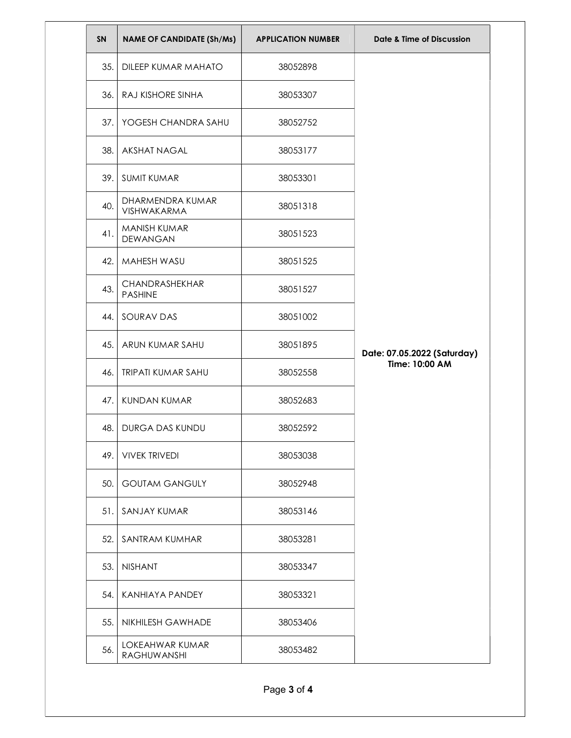| SN | NAME OF CANDIDATE (Sh/Ms) | APPLICATION NUMBER | Date & Time of Discussion |
|---|---|---|---|
| 35. | DILEEP KUMAR MAHATO | 38052898 | Date: 07.05.2022 (Saturday) Time: 10:00 AM |
| 36. | RAJ KISHORE SINHA | 38053307 | |
| 37. | YOGESH CHANDRA SAHU | 38052752 | |
| 38. | AKSHAT NAGAL | 38053177 | |
| 39. | SUMIT KUMAR | 38053301 | |
| 40. | DHARMENDRA KUMAR VISHWAKARMA | 38051318 | |
| 41. | MANISH KUMAR DEWANGAN | 38051523 | |
| 42. | MAHESH WASU | 38051525 | |
| 43. | CHANDRASHEKHAR PASHINE | 38051527 | |
| 44. | SOURAV DAS | 38051002 | |
| 45. | ARUN KUMAR SAHU | 38051895 | |
| 46. | TRIPATI KUMAR SAHU | 38052558 | |
| 47. | KUNDAN KUMAR | 38052683 | |
| 48. | DURGA DAS KUNDU | 38052592 | |
| 49. | VIVEK TRIVEDI | 38053038 | |
| 50. | GOUTAM GANGULY | 38052948 | |
| 51. | SANJAY KUMAR | 38053146 | |
| 52. | SANTRAM KUMHAR | 38053281 | |
| 53. | NISHANT | 38053347 | |
| 54. | KANHIAYA PANDEY | 38053321 | |
| 55. | NIKHILESH GAWHADE | 38053406 | |
| 56. | LOKEAHWAR KUMAR RAGHUWANSHI | 38053482 | |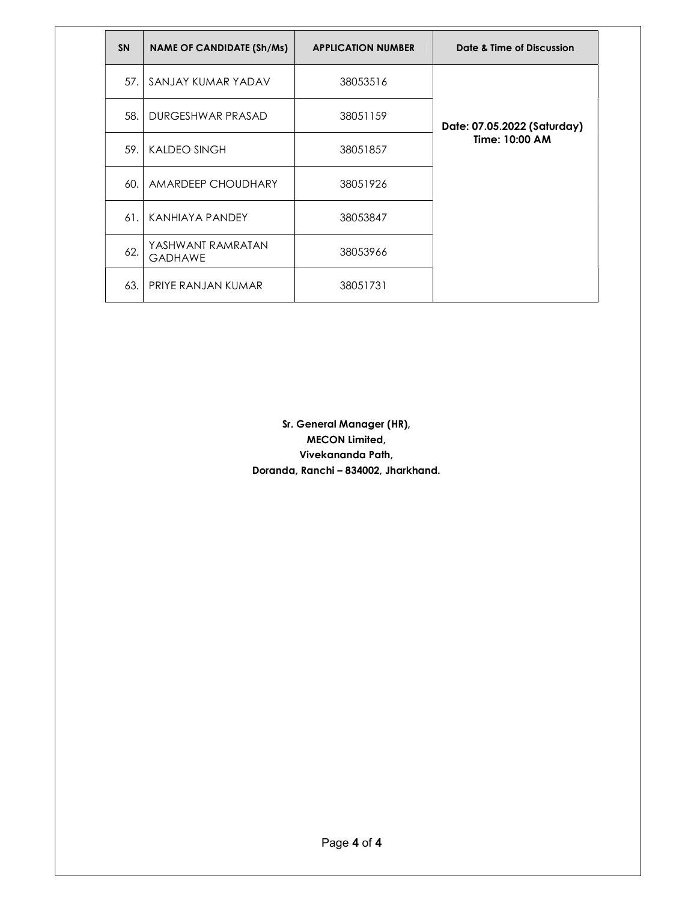| SN | NAME OF CANDIDATE (Sh/Ms) | APPLICATION NUMBER | Date & Time of Discussion |
|---|---|---|---|
| 57. | SANJAY KUMAR YADAV | 38053516 | **Date: 07.05.2022 (Saturday) Time: 10:00 AM** |
| 58. | DURGESHWAR PRASAD | 38051159 | |
| 59. | KALDEO SINGH | 38051857 | |
| 60. | AMARDEEP CHOUDHARY | 38051926 | |
| 61. | KANHIAYA PANDEY | 38053847 | |
| 62. | YASHWANT RAMRATAN GADHAWE | 38053966 | |
| 63. | PRIYE RANJAN KUMAR | 38051731 | |

**Sr. General Manager (HR),**
**MECON Limited,**
**Vivekananda Path,**
**Doranda, Ranchi – 834002, Jharkhand.**